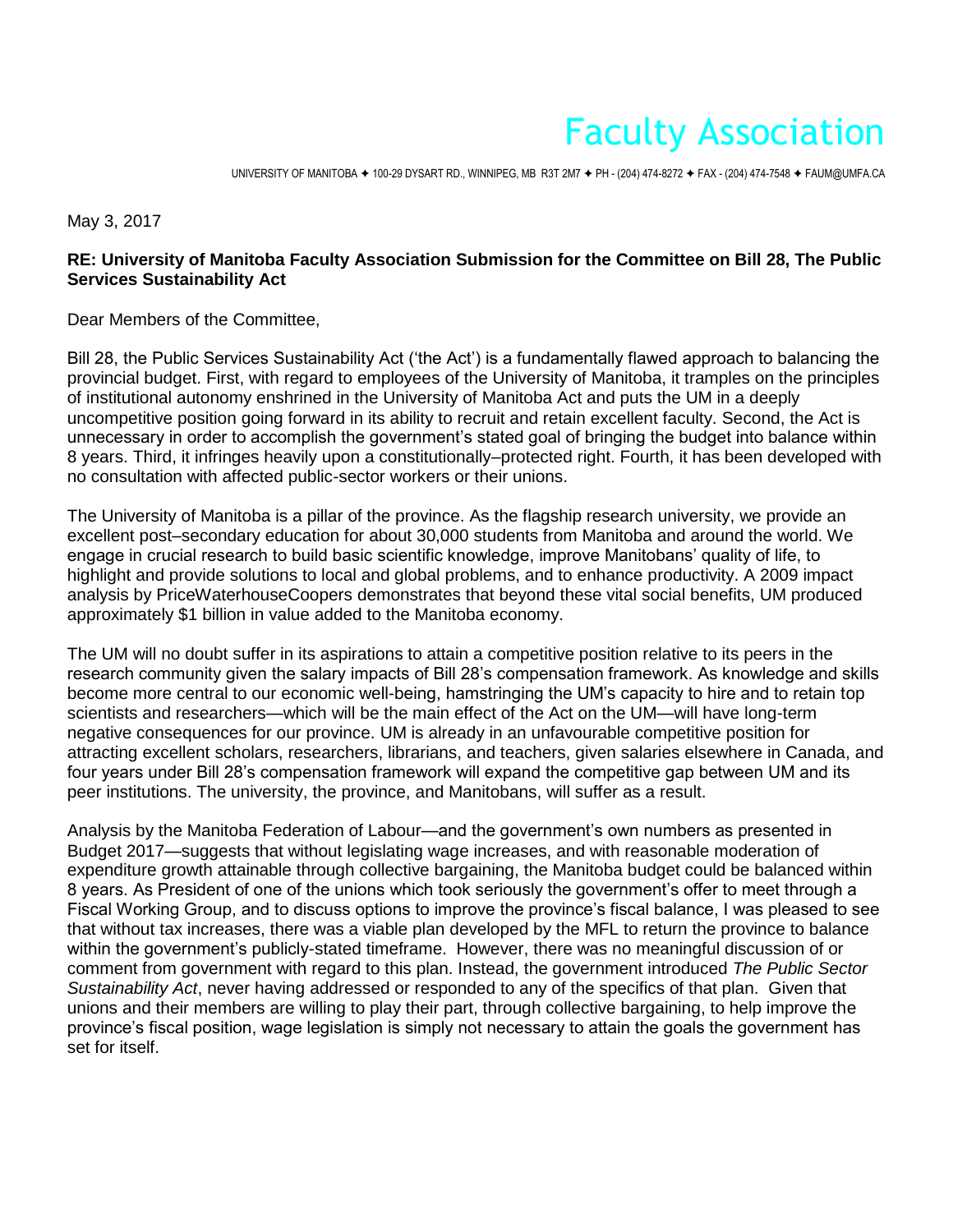# Faculty Association

UNIVERSITY OF MANITOBA ✦ 100-29 DYSART RD., WINNIPEG, MB R3T 2M7 ✦ PH - (204) 474-8272 ✦ FAX - (204) 474-7548 ✦ FAUM@UMFA.CA

May 3, 2017

**RE: University of Manitoba Faculty Association Submission for the Committee on Bill 28, The Public Services Sustainability Act**

Dear Members of the Committee,

Bill 28, the Public Services Sustainability Act ('the Act') is a fundamentally flawed approach to balancing the provincial budget. First, with regard to employees of the University of Manitoba, it tramples on the principles of institutional autonomy enshrined in the University of Manitoba Act and puts the UM in a deeply uncompetitive position going forward in its ability to recruit and retain excellent faculty. Second, the Act is unnecessary in order to accomplish the government's stated goal of bringing the budget into balance within 8 years. Third, it infringes heavily upon a constitutionally–protected right. Fourth, it has been developed with no consultation with affected public-sector workers or their unions.

The University of Manitoba is a pillar of the province. As the flagship research university, we provide an excellent post–secondary education for about 30,000 students from Manitoba and around the world. We engage in crucial research to build basic scientific knowledge, improve Manitobans' quality of life, to highlight and provide solutions to local and global problems, and to enhance productivity. A 2009 impact analysis by PriceWaterhouseCoopers demonstrates that beyond these vital social benefits, UM produced approximately $1 billion in value added to the Manitoba economy.

The UM will no doubt suffer in its aspirations to attain a competitive position relative to its peers in the research community given the salary impacts of Bill 28's compensation framework. As knowledge and skills become more central to our economic well-being, hamstringing the UM's capacity to hire and to retain top scientists and researchers—which will be the main effect of the Act on the UM—will have long-term negative consequences for our province. UM is already in an unfavourable competitive position for attracting excellent scholars, researchers, librarians, and teachers, given salaries elsewhere in Canada, and four years under Bill 28's compensation framework will expand the competitive gap between UM and its peer institutions. The university, the province, and Manitobans, will suffer as a result.

Analysis by the Manitoba Federation of Labour—and the government's own numbers as presented in Budget 2017—suggests that without legislating wage increases, and with reasonable moderation of expenditure growth attainable through collective bargaining, the Manitoba budget could be balanced within 8 years. As President of one of the unions which took seriously the government's offer to meet through a Fiscal Working Group, and to discuss options to improve the province's fiscal balance, I was pleased to see that without tax increases, there was a viable plan developed by the MFL to return the province to balance within the government's publicly-stated timeframe. However, there was no meaningful discussion of or comment from government with regard to this plan. Instead, the government introduced *The Public Sector Sustainability Act*, never having addressed or responded to any of the specifics of that plan. Given that unions and their members are willing to play their part, through collective bargaining, to help improve the province's fiscal position, wage legislation is simply not necessary to attain the goals the government has set for itself.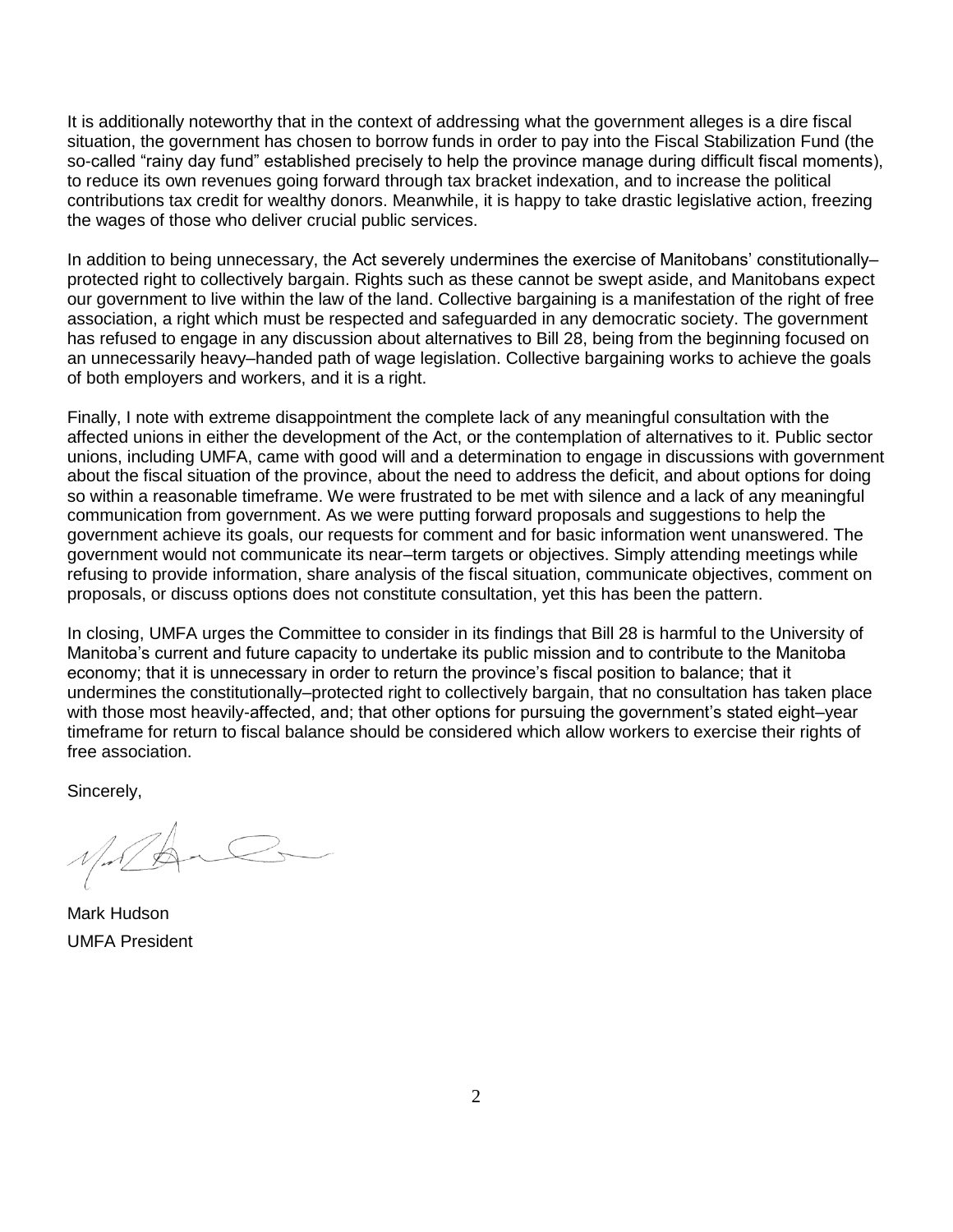It is additionally noteworthy that in the context of addressing what the government alleges is a dire fiscal situation, the government has chosen to borrow funds in order to pay into the Fiscal Stabilization Fund (the so-called "rainy day fund" established precisely to help the province manage during difficult fiscal moments), to reduce its own revenues going forward through tax bracket indexation, and to increase the political contributions tax credit for wealthy donors. Meanwhile, it is happy to take drastic legislative action, freezing the wages of those who deliver crucial public services.

In addition to being unnecessary, the Act severely undermines the exercise of Manitobans' constitutionally–protected right to collectively bargain. Rights such as these cannot be swept aside, and Manitobans expect our government to live within the law of the land. Collective bargaining is a manifestation of the right of free association, a right which must be respected and safeguarded in any democratic society. The government has refused to engage in any discussion about alternatives to Bill 28, being from the beginning focused on an unnecessarily heavy–handed path of wage legislation. Collective bargaining works to achieve the goals of both employers and workers, and it is a right.

Finally, I note with extreme disappointment the complete lack of any meaningful consultation with the affected unions in either the development of the Act, or the contemplation of alternatives to it. Public sector unions, including UMFA, came with good will and a determination to engage in discussions with government about the fiscal situation of the province, about the need to address the deficit, and about options for doing so within a reasonable timeframe. We were frustrated to be met with silence and a lack of any meaningful communication from government. As we were putting forward proposals and suggestions to help the government achieve its goals, our requests for comment and for basic information went unanswered. The government would not communicate its near–term targets or objectives. Simply attending meetings while refusing to provide information, share analysis of the fiscal situation, communicate objectives, comment on proposals, or discuss options does not constitute consultation, yet this has been the pattern.

In closing, UMFA urges the Committee to consider in its findings that Bill 28 is harmful to the University of Manitoba's current and future capacity to undertake its public mission and to contribute to the Manitoba economy; that it is unnecessary in order to return the province's fiscal position to balance; that it undermines the constitutionally–protected right to collectively bargain, that no consultation has taken place with those most heavily-affected, and; that other options for pursuing the government's stated eight–year timeframe for return to fiscal balance should be considered which allow workers to exercise their rights of free association.

Sincerely,

Mark Hudson
UMFA President